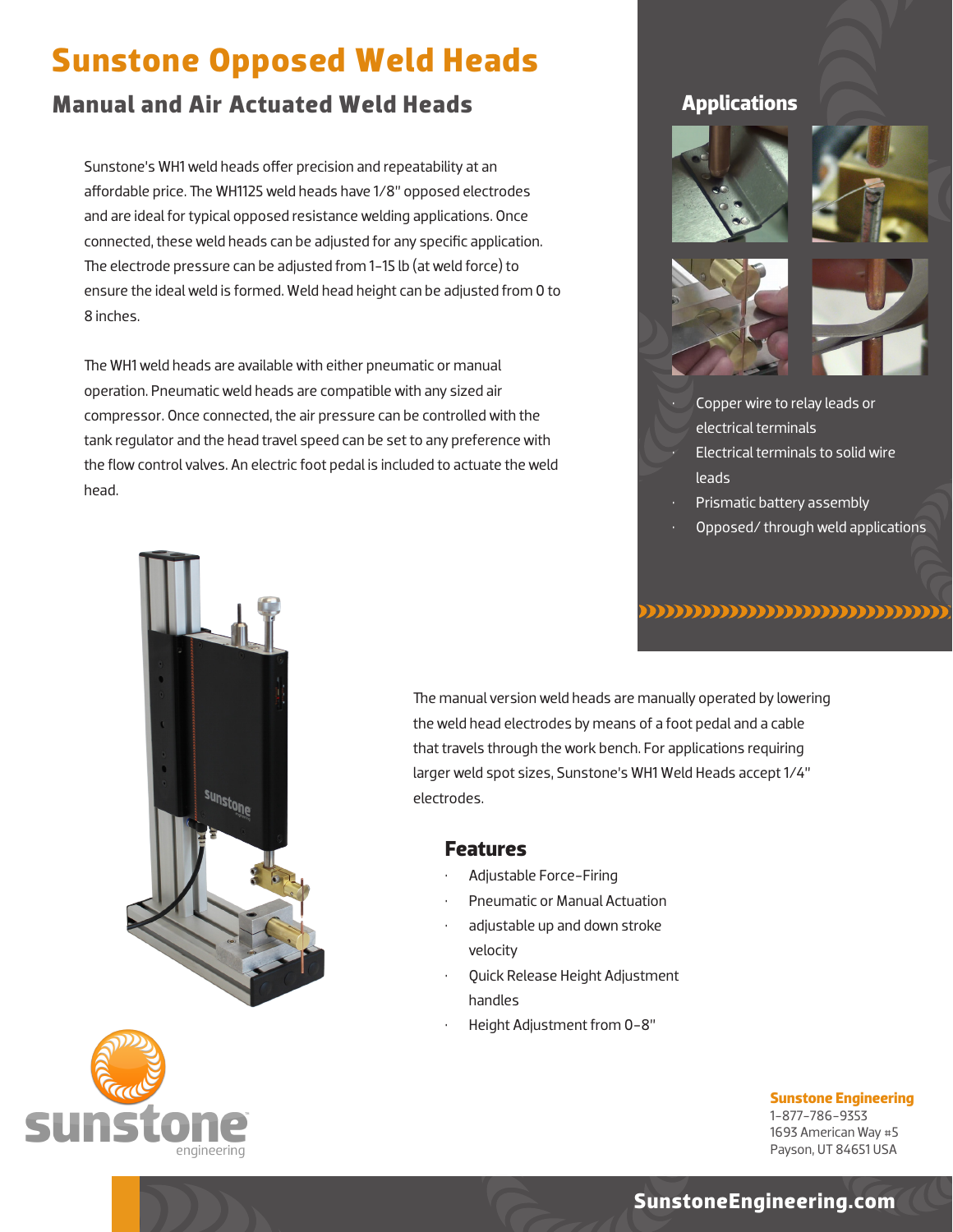# Sunstone Opposed Weld Heads

## Manual and Air Actuated Weld Heads

Sunstone's WH1 weld heads offer precision and repeatability at an affordable price. The WH1125 weld heads have 1/8" opposed electrodes and are ideal for typical opposed resistance welding applications. Once connected, these weld heads can be adjusted for any specific application. The electrode pressure can be adjusted from 1-15 lb (at weld force) to ensure the ideal weld is formed. Weld head height can be adjusted from 0 to 8 inches.

The WH1 weld heads are available with either pneumatic or manual operation. Pneumatic weld heads are compatible with any sized air compressor. Once connected, the air pressure can be controlled with the tank regulator and the head travel speed can be set to any preference with the flow control valves. An electric foot pedal is included to actuate the weld head.

## Applications

- Copper wire to relay leads or electrical terminals
- Electrical terminals to solid wire leads
- Prismatic battery assembly
- Opposed/ through weld applications

The manual version weld heads are manually operated by lowering the weld head electrodes by means of a foot pedal and a cable that travels through the work bench. For applications requiring larger weld spot sizes, Sunstone's WH1 Weld Heads accept 1/4" electrodes.

### Features

- Adjustable Force-Firing
- Pneumatic or Manual Actuation
- adjustable up and down stroke velocity
- Quick Release Height Adjustment handles
- Height Adjustment from 0-8"

**Sunstone Engineering**
1-877-786-9353
1693 American Way #5
Payson, UT 84651 USA

**SunstoneEngineering.com**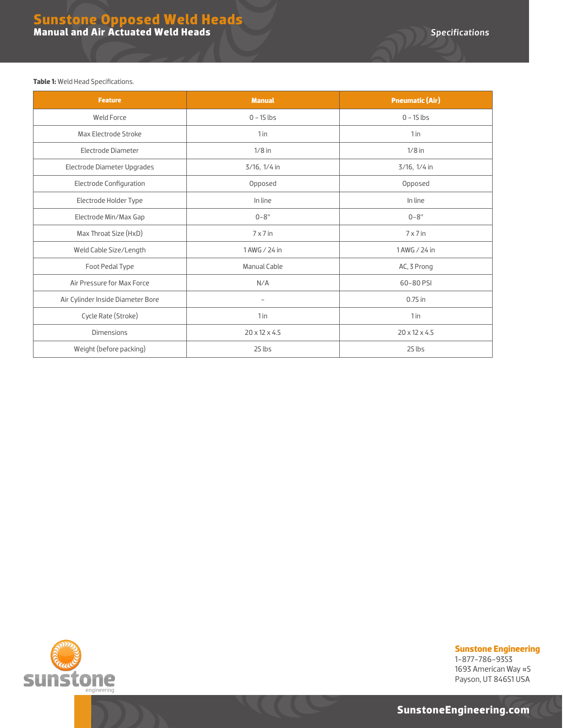# Sunstone Opposed Weld Heads

## Manual and Air Actuated Weld Heads

*Specifications*

**Table 1:** Weld Head Specifications.

| Feature | Manual | Pneumatic (Air) |
|---|---|---|
| Weld Force | 0 - 15 lbs | 0 - 15 lbs |
| Max Electrode Stroke | 1 in | 1 in |
| Electrode Diameter | 1/8 in | 1/8 in |
| Electrode Diameter Upgrades | 3/16, 1/4 in | 3/16, 1/4 in |
| Electrode Configuration | Opposed | Opposed |
| Electrode Holder Type | In line | In line |
| Electrode Min/Max Gap | 0-8" | 0-8" |
| Max Throat Size (HxD) | 7 x 7 in | 7 x 7 in |
| Weld Cable Size/Length | 1 AWG / 24 in | 1 AWG / 24 in |
| Foot Pedal Type | Manual Cable | AC, 3 Prong |
| Air Pressure for Max Force | N/A | 60-80 PSI |
| Air Cylinder Inside Diameter Bore | - | 0.75 in |
| Cycle Rate (Stroke) | 1 in | 1 in |
| Dimensions | 20 x 12 x 4.5 | 20 x 12 x 4.5 |
| Weight (before packing) | 25 lbs | 25 lbs |

**Sunstone Engineering**
1-877-786-9353
1693 American Way #5
Payson, UT 84651 USA

SunstoneEngineering.com